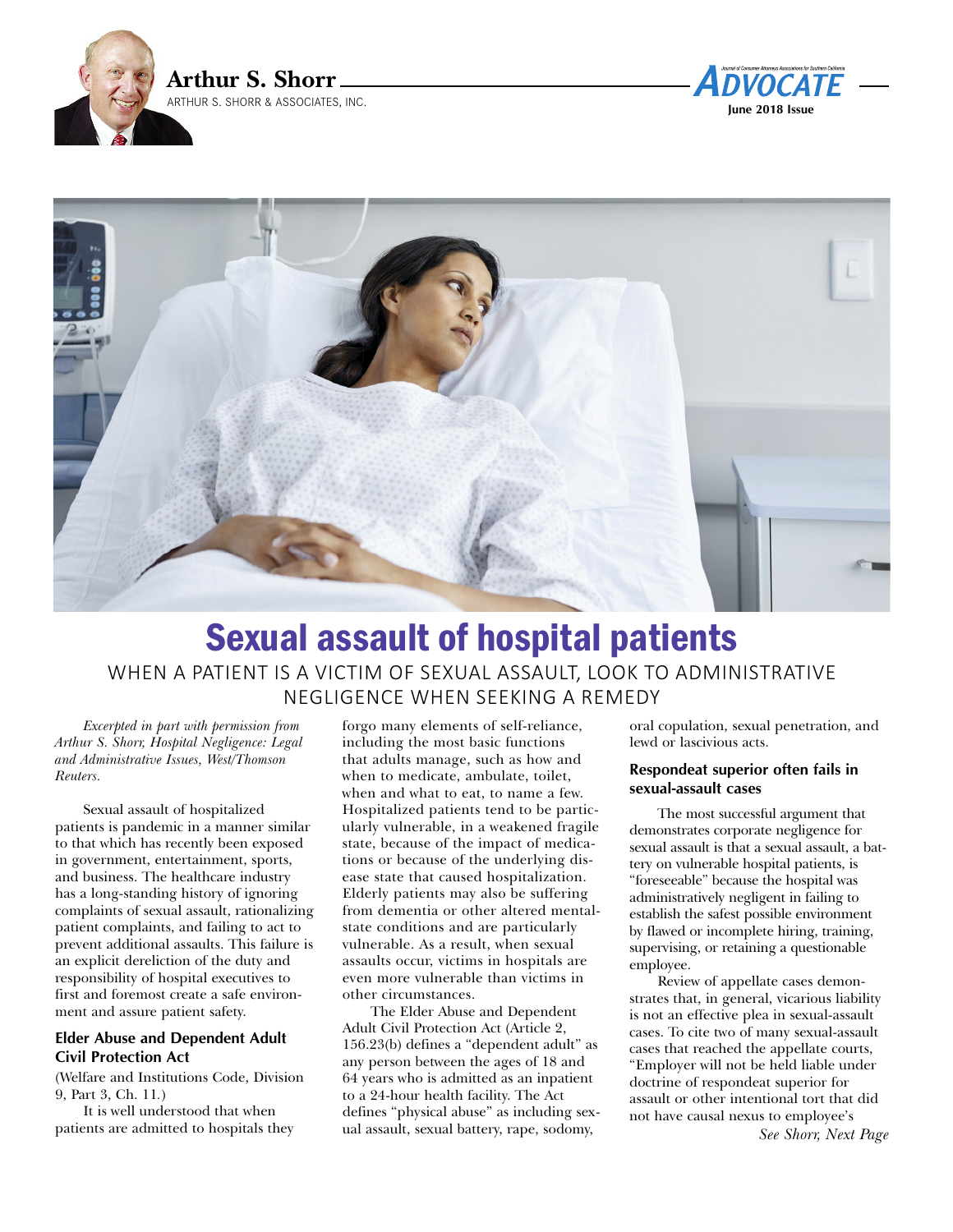**Arthur S. Shorr**
ARTHUR S. SHORR & ASSOCIATES, INC.

# Sexual assault of hospital patients

## WHEN A PATIENT IS A VICTIM OF SEXUAL ASSAULT, LOOK TO ADMINISTRATIVE NEGLIGENCE WHEN SEEKING A REMEDY

*Excerpted in part with permission from Arthur S. Shorr, Hospital Negligence: Legal and Administrative Issues, West/Thomson Reuters.*

Sexual assault of hospitalized patients is pandemic in a manner similar to that which has recently been exposed in government, entertainment, sports, and business. The healthcare industry has a long-standing history of ignoring complaints of sexual assault, rationalizing patient complaints, and failing to act to prevent additional assaults. This failure is an explicit dereliction of the duty and responsibility of hospital executives to first and foremost create a safe environment and assure patient safety.

### Elder Abuse and Dependent Adult Civil Protection Act

(Welfare and Institutions Code, Division 9, Part 3, Ch. 11.)

It is well understood that when patients are admitted to hospitals they forgo many elements of self-reliance, including the most basic functions that adults manage, such as how and when to medicate, ambulate, toilet, when and what to eat, to name a few. Hospitalized patients tend to be particularly vulnerable, in a weakened fragile state, because of the impact of medications or because of the underlying disease state that caused hospitalization. Elderly patients may also be suffering from dementia or other altered mental-state conditions and are particularly vulnerable. As a result, when sexual assaults occur, victims in hospitals are even more vulnerable than victims in other circumstances.

The Elder Abuse and Dependent Adult Civil Protection Act (Article 2, 156.23(b) defines a "dependent adult" as any person between the ages of 18 and 64 years who is admitted as an inpatient to a 24-hour health facility. The Act defines "physical abuse" as including sexual assault, sexual battery, rape, sodomy, oral copulation, sexual penetration, and lewd or lascivious acts.

### Respondeat superior often fails in sexual-assault cases

The most successful argument that demonstrates corporate negligence for sexual assault is that a sexual assault, a battery on vulnerable hospital patients, is "foreseeable" because the hospital was administratively negligent in failing to establish the safest possible environment by flawed or incomplete hiring, training, supervising, or retaining a questionable employee.

Review of appellate cases demonstrates that, in general, vicarious liability is not an effective plea in sexual-assault cases. To cite two of many sexual-assault cases that reached the appellate courts, "Employer will not be held liable under doctrine of respondeat superior for assault or other intentional tort that did not have causal nexus to employee's

*See Shorr, Next Page*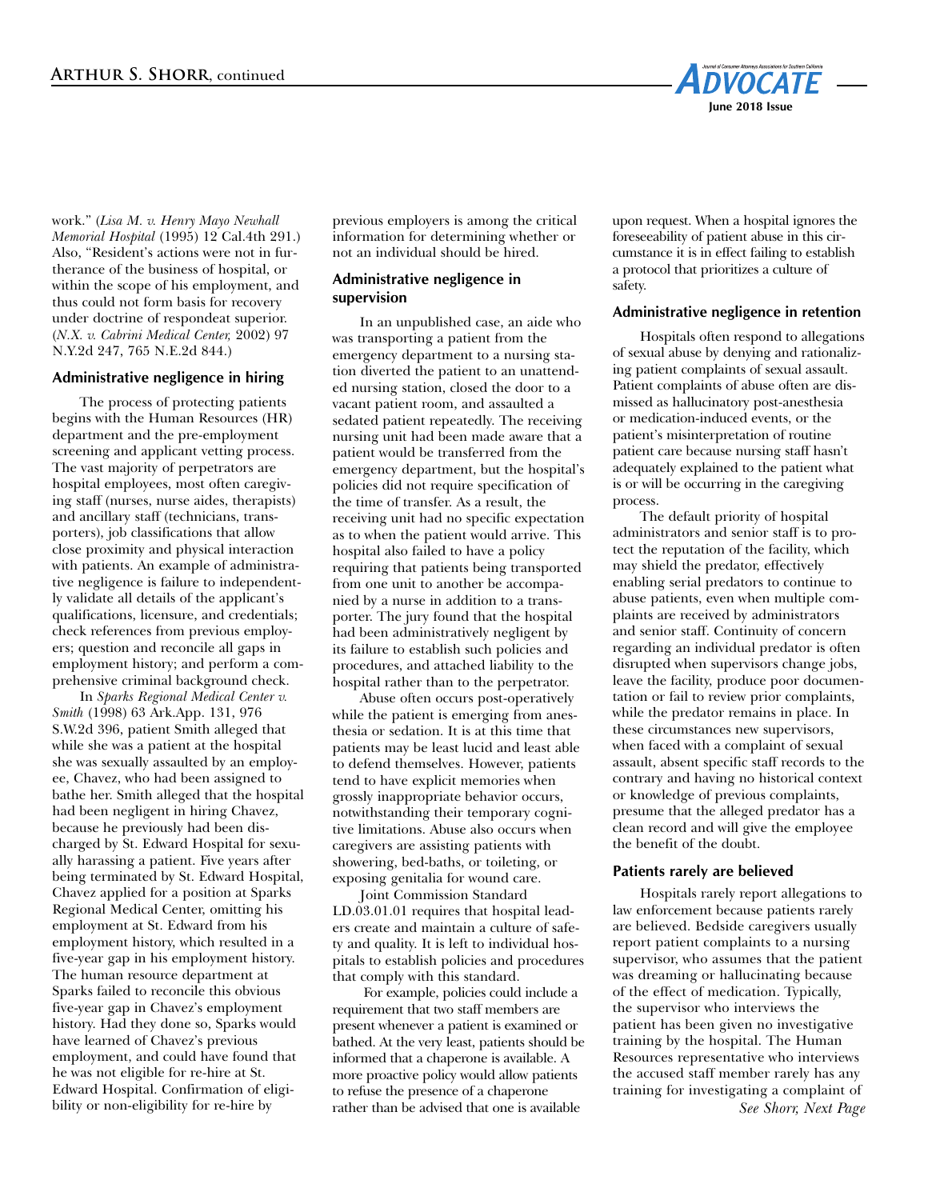work." (*Lisa M. v. Henry Mayo Newhall Memorial Hospital* (1995) 12 Cal.4th 291.) Also, "Resident's actions were not in furtherance of the business of hospital, or within the scope of his employment, and thus could not form basis for recovery under doctrine of respondeat superior. (*N.X. v. Cabrini Medical Center,* 2002) 97 N.Y.2d 247, 765 N.E.2d 844.)

### Administrative negligence in hiring

The process of protecting patients begins with the Human Resources (HR) department and the pre-employment screening and applicant vetting process. The vast majority of perpetrators are hospital employees, most often caregiving staff (nurses, nurse aides, therapists) and ancillary staff (technicians, transporters), job classifications that allow close proximity and physical interaction with patients. An example of administrative negligence is failure to independently validate all details of the applicant's qualifications, licensure, and credentials; check references from previous employers; question and reconcile all gaps in employment history; and perform a comprehensive criminal background check.

In *Sparks Regional Medical Center v. Smith* (1998) 63 Ark.App. 131, 976 S.W.2d 396, patient Smith alleged that while she was a patient at the hospital she was sexually assaulted by an employee, Chavez, who had been assigned to bathe her. Smith alleged that the hospital had been negligent in hiring Chavez, because he previously had been discharged by St. Edward Hospital for sexually harassing a patient. Five years after being terminated by St. Edward Hospital, Chavez applied for a position at Sparks Regional Medical Center, omitting his employment at St. Edward from his employment history, which resulted in a five-year gap in his employment history. The human resource department at Sparks failed to reconcile this obvious five-year gap in Chavez's employment history. Had they done so, Sparks would have learned of Chavez's previous employment, and could have found that he was not eligible for re-hire at St. Edward Hospital. Confirmation of eligibility or non-eligibility for re-hire by previous employers is among the critical information for determining whether or not an individual should be hired.

### Administrative negligence in supervision

In an unpublished case, an aide who was transporting a patient from the emergency department to a nursing station diverted the patient to an unattended nursing station, closed the door to a vacant patient room, and assaulted a sedated patient repeatedly. The receiving nursing unit had been made aware that a patient would be transferred from the emergency department, but the hospital's policies did not require specification of the time of transfer. As a result, the receiving unit had no specific expectation as to when the patient would arrive. This hospital also failed to have a policy requiring that patients being transported from one unit to another be accompanied by a nurse in addition to a transporter. The jury found that the hospital had been administratively negligent by its failure to establish such policies and procedures, and attached liability to the hospital rather than to the perpetrator.

Abuse often occurs post-operatively while the patient is emerging from anesthesia or sedation. It is at this time that patients may be least lucid and least able to defend themselves. However, patients tend to have explicit memories when grossly inappropriate behavior occurs, notwithstanding their temporary cognitive limitations. Abuse also occurs when caregivers are assisting patients with showering, bed-baths, or toileting, or exposing genitalia for wound care.

Joint Commission Standard LD.03.01.01 requires that hospital leaders create and maintain a culture of safety and quality. It is left to individual hospitals to establish policies and procedures that comply with this standard.

For example, policies could include a requirement that two staff members are present whenever a patient is examined or bathed. At the very least, patients should be informed that a chaperone is available. A more proactive policy would allow patients to refuse the presence of a chaperone rather than be advised that one is available upon request. When a hospital ignores the foreseeability of patient abuse in this circumstance it is in effect failing to establish a protocol that prioritizes a culture of safety.

### Administrative negligence in retention

Hospitals often respond to allegations of sexual abuse by denying and rationalizing patient complaints of sexual assault. Patient complaints of abuse often are dismissed as hallucinatory post-anesthesia or medication-induced events, or the patient's misinterpretation of routine patient care because nursing staff hasn't adequately explained to the patient what is or will be occurring in the caregiving process.

The default priority of hospital administrators and senior staff is to protect the reputation of the facility, which may shield the predator, effectively enabling serial predators to continue to abuse patients, even when multiple complaints are received by administrators and senior staff. Continuity of concern regarding an individual predator is often disrupted when supervisors change jobs, leave the facility, produce poor documentation or fail to review prior complaints, while the predator remains in place. In these circumstances new supervisors, when faced with a complaint of sexual assault, absent specific staff records to the contrary and having no historical context or knowledge of previous complaints, presume that the alleged predator has a clean record and will give the employee the benefit of the doubt.

### Patients rarely are believed

Hospitals rarely report allegations to law enforcement because patients rarely are believed. Bedside caregivers usually report patient complaints to a nursing supervisor, who assumes that the patient was dreaming or hallucinating because of the effect of medication. Typically, the supervisor who interviews the patient has been given no investigative training by the hospital. The Human Resources representative who interviews the accused staff member rarely has any training for investigating a complaint of

*See Shorr, Next Page*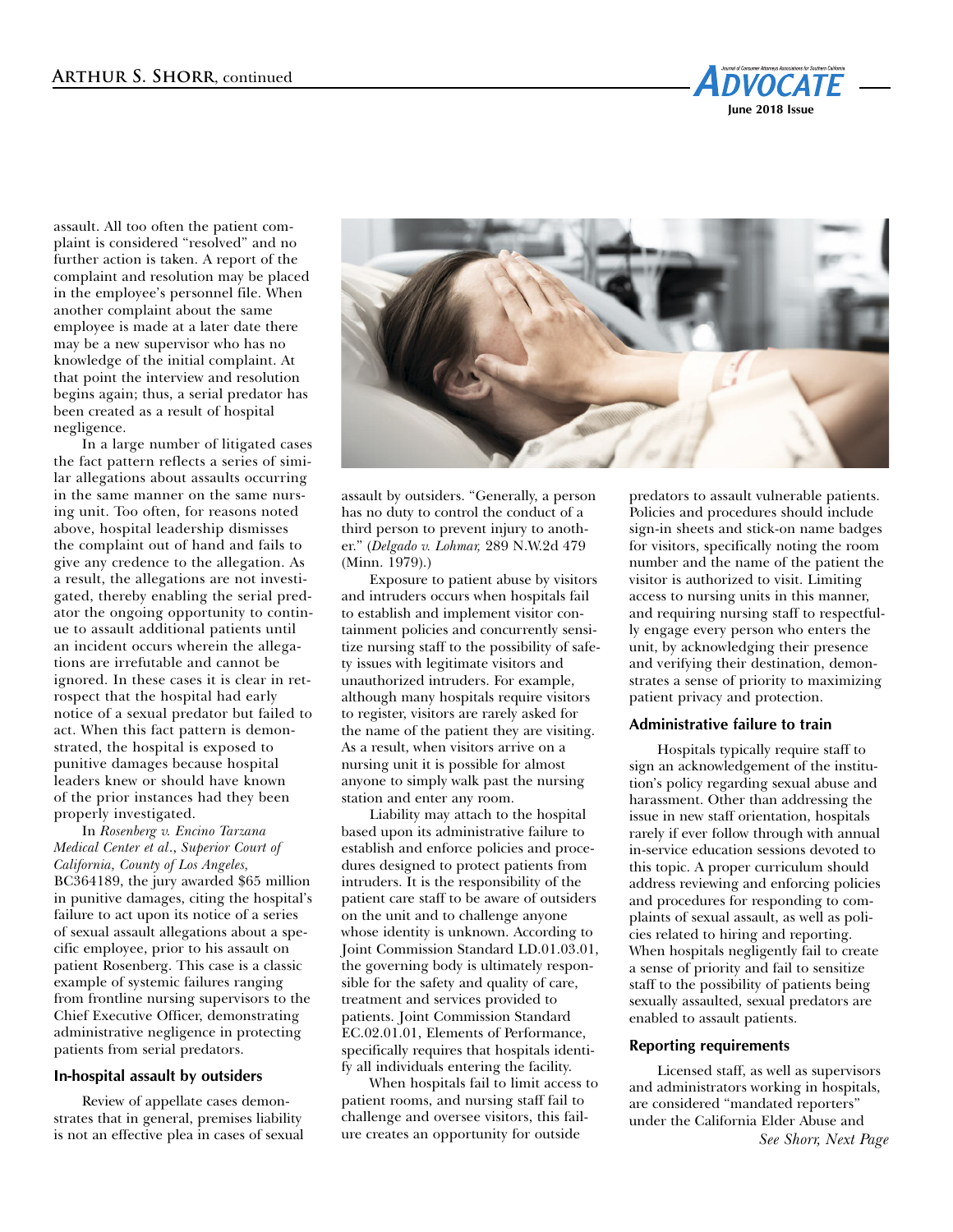assault. All too often the patient complaint is considered "resolved" and no further action is taken. A report of the complaint and resolution may be placed in the employee's personnel file. When another complaint about the same employee is made at a later date there may be a new supervisor who has no knowledge of the initial complaint. At that point the interview and resolution begins again; thus, a serial predator has been created as a result of hospital negligence.

In a large number of litigated cases the fact pattern reflects a series of similar allegations about assaults occurring in the same manner on the same nursing unit. Too often, for reasons noted above, hospital leadership dismisses the complaint out of hand and fails to give any credence to the allegation. As a result, the allegations are not investigated, thereby enabling the serial predator the ongoing opportunity to continue to assault additional patients until an incident occurs wherein the allegations are irrefutable and cannot be ignored. In these cases it is clear in retrospect that the hospital had early notice of a sexual predator but failed to act. When this fact pattern is demonstrated, the hospital is exposed to punitive damages because hospital leaders knew or should have known of the prior instances had they been properly investigated.

In *Rosenberg v. Encino Tarzana Medical Center et al.*, *Superior Court of California, County of Los Angeles*, BC364189, the jury awarded $65 million in punitive damages, citing the hospital's failure to act upon its notice of a series of sexual assault allegations about a specific employee, prior to his assault on patient Rosenberg. This case is a classic example of systemic failures ranging from frontline nursing supervisors to the Chief Executive Officer, demonstrating administrative negligence in protecting patients from serial predators.

### In-hospital assault by outsiders

Review of appellate cases demonstrates that in general, premises liability is not an effective plea in cases of sexual assault by outsiders. "Generally, a person has no duty to control the conduct of a third person to prevent injury to another." (*Delgado v. Lohmar,* 289 N.W.2d 479 (Minn. 1979).)

Exposure to patient abuse by visitors and intruders occurs when hospitals fail to establish and implement visitor containment policies and concurrently sensitize nursing staff to the possibility of safety issues with legitimate visitors and unauthorized intruders. For example, although many hospitals require visitors to register, visitors are rarely asked for the name of the patient they are visiting. As a result, when visitors arrive on a nursing unit it is possible for almost anyone to simply walk past the nursing station and enter any room.

Liability may attach to the hospital based upon its administrative failure to establish and enforce policies and procedures designed to protect patients from intruders. It is the responsibility of the patient care staff to be aware of outsiders on the unit and to challenge anyone whose identity is unknown. According to Joint Commission Standard LD.01.03.01, the governing body is ultimately responsible for the safety and quality of care, treatment and services provided to patients. Joint Commission Standard EC.02.01.01, Elements of Performance, specifically requires that hospitals identify all individuals entering the facility.

When hospitals fail to limit access to patient rooms, and nursing staff fail to challenge and oversee visitors, this failure creates an opportunity for outside predators to assault vulnerable patients. Policies and procedures should include sign-in sheets and stick-on name badges for visitors, specifically noting the room number and the name of the patient the visitor is authorized to visit. Limiting access to nursing units in this manner, and requiring nursing staff to respectfully engage every person who enters the unit, by acknowledging their presence and verifying their destination, demonstrates a sense of priority to maximizing patient privacy and protection.

### Administrative failure to train

Hospitals typically require staff to sign an acknowledgement of the institution's policy regarding sexual abuse and harassment. Other than addressing the issue in new staff orientation, hospitals rarely if ever follow through with annual in-service education sessions devoted to this topic. A proper curriculum should address reviewing and enforcing policies and procedures for responding to complaints of sexual assault, as well as policies related to hiring and reporting. When hospitals negligently fail to create a sense of priority and fail to sensitize staff to the possibility of patients being sexually assaulted, sexual predators are enabled to assault patients.

### Reporting requirements

Licensed staff, as well as supervisors and administrators working in hospitals, are considered "mandated reporters" under the California Elder Abuse and

*See Shorr, Next Page*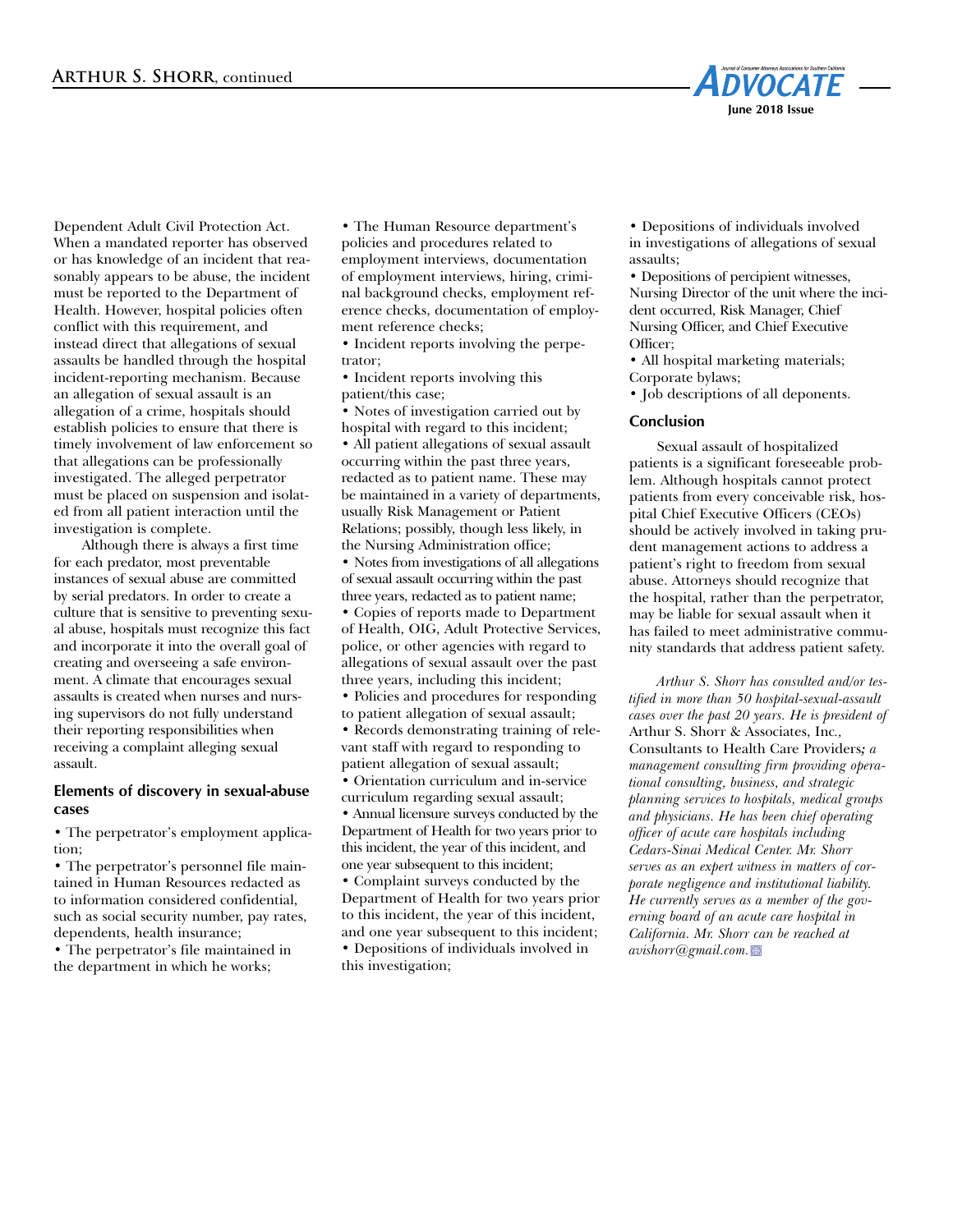Dependent Adult Civil Protection Act. When a mandated reporter has observed or has knowledge of an incident that reasonably appears to be abuse, the incident must be reported to the Department of Health. However, hospital policies often conflict with this requirement, and instead direct that allegations of sexual assaults be handled through the hospital incident-reporting mechanism. Because an allegation of sexual assault is an allegation of a crime, hospitals should establish policies to ensure that there is timely involvement of law enforcement so that allegations can be professionally investigated. The alleged perpetrator must be placed on suspension and isolated from all patient interaction until the investigation is complete.

Although there is always a first time for each predator, most preventable instances of sexual abuse are committed by serial predators. In order to create a culture that is sensitive to preventing sexual abuse, hospitals must recognize this fact and incorporate it into the overall goal of creating and overseeing a safe environment. A climate that encourages sexual assaults is created when nurses and nursing supervisors do not fully understand their reporting responsibilities when receiving a complaint alleging sexual assault.

### Elements of discovery in sexual-abuse cases

- The perpetrator's employment application;
- The perpetrator's personnel file maintained in Human Resources redacted as to information considered confidential, such as social security number, pay rates, dependents, health insurance;
- The perpetrator's file maintained in the department in which he works;
- The Human Resource department's policies and procedures related to employment interviews, documentation of employment interviews, hiring, criminal background checks, employment reference checks, documentation of employment reference checks;
- Incident reports involving the perpetrator;
- Incident reports involving this patient/this case;
- Notes of investigation carried out by hospital with regard to this incident;
- All patient allegations of sexual assault occurring within the past three years, redacted as to patient name. These may be maintained in a variety of departments, usually Risk Management or Patient Relations; possibly, though less likely, in the Nursing Administration office;
- Notes from investigations of all allegations of sexual assault occurring within the past three years, redacted as to patient name;
- Copies of reports made to Department of Health, OIG, Adult Protective Services, police, or other agencies with regard to allegations of sexual assault over the past three years, including this incident;
- Policies and procedures for responding to patient allegation of sexual assault;
- Records demonstrating training of relevant staff with regard to responding to patient allegation of sexual assault;
- Orientation curriculum and in-service curriculum regarding sexual assault;
- Annual licensure surveys conducted by the Department of Health for two years prior to this incident, the year of this incident, and one year subsequent to this incident;
- Complaint surveys conducted by the Department of Health for two years prior to this incident, the year of this incident, and one year subsequent to this incident;
- Depositions of individuals involved in this investigation;
- Depositions of individuals involved in investigations of allegations of sexual assaults;
- Depositions of percipient witnesses, Nursing Director of the unit where the incident occurred, Risk Manager, Chief Nursing Officer, and Chief Executive Officer;
- All hospital marketing materials; Corporate bylaws;
- Job descriptions of all deponents.

### Conclusion

Sexual assault of hospitalized patients is a significant foreseeable problem. Although hospitals cannot protect patients from every conceivable risk, hospital Chief Executive Officers (CEOs) should be actively involved in taking prudent management actions to address a patient's right to freedom from sexual abuse. Attorneys should recognize that the hospital, rather than the perpetrator, may be liable for sexual assault when it has failed to meet administrative community standards that address patient safety.

*Arthur S. Shorr has consulted and/or testified in more than 50 hospital-sexual-assault cases over the past 20 years. He is president of* Arthur S. Shorr & Associates, Inc., Consultants to Health Care Providers*; a management consulting firm providing operational consulting, business, and strategic planning services to hospitals, medical groups and physicians. He has been chief operating officer of acute care hospitals including Cedars-Sinai Medical Center. Mr. Shorr serves as an expert witness in matters of corporate negligence and institutional liability. He currently serves as a member of the governing board of an acute care hospital in California. Mr. Shorr can be reached at avishorr@gmail.com.*